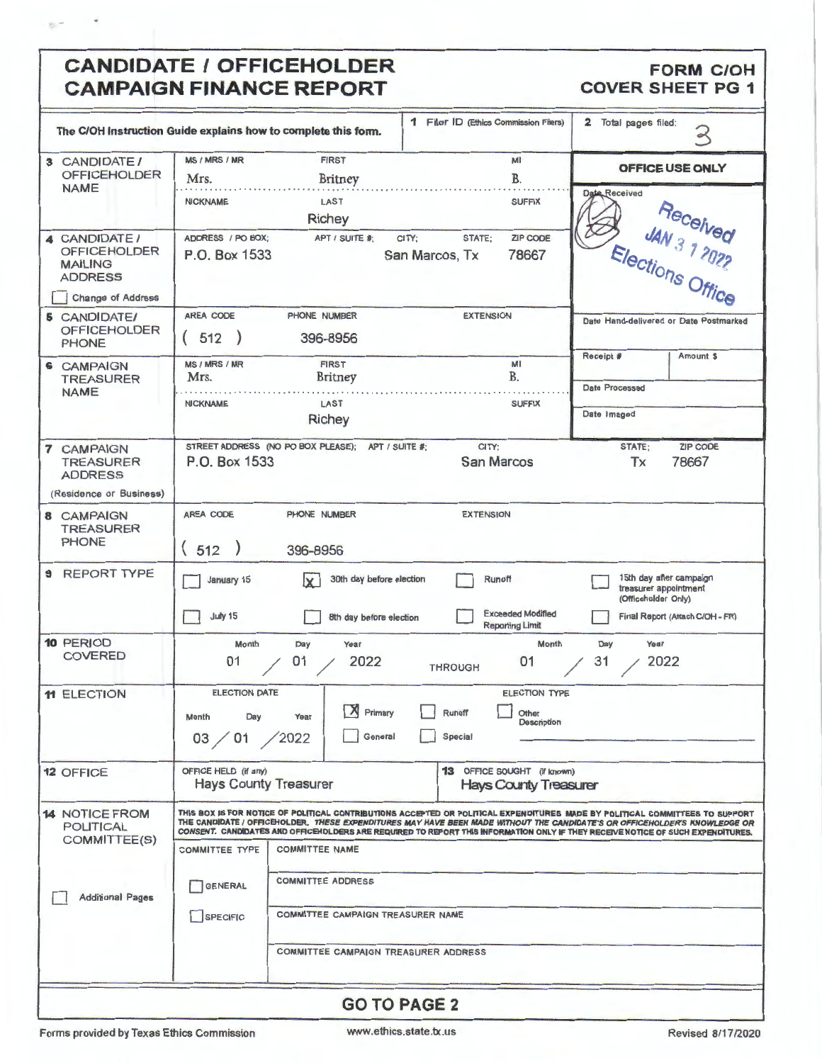# CANDIDATE / OFFICEHOLDER CAMPAIGN FINANCE REPORT

**FORM C/OH**
**COVER SHEET PG 1**

The C/OH Instruction Guide explains how to complete this form.

**1** Filer ID (Ethics Commission Filers)

**2** Total pages filed: 3

**OFFICE USE ONLY**

Date Received: Received JAN 31 2022 Elections Office

Date Hand-delivered or Date Postmarked

Receipt #

Amount $

Date Processed

Date Imaged

**3 CANDIDATE / OFFICEHOLDER NAME**

| MS / MRS / MR | FIRST | MI |
|---|---|---|
| Mrs. | Britney | B. |

| NICKNAME | LAST | SUFFIX |
|---|---|---|
| | Richey | |

**4 CANDIDATE / OFFICEHOLDER MAILING ADDRESS**

☐ Change of Address

| ADDRESS / PO BOX; | APT / SUITE #; | CITY; | STATE; | ZIP CODE |
|---|---|---|---|---|
| P.O. Box 1533 | | San Marcos, | Tx | 78667 |

**5 CANDIDATE/ OFFICEHOLDER PHONE**

| AREA CODE | PHONE NUMBER | EXTENSION |
|---|---|---|
| ( 512 ) | 396-8956 | |

**6 CAMPAIGN TREASURER NAME**

| MS / MRS / MR | FIRST | MI |
|---|---|---|
| Mrs. | Britney | B. |

| NICKNAME | LAST | SUFFIX |
|---|---|---|
| | Richey | |

**7 CAMPAIGN TREASURER ADDRESS** (Residence or Business)

| STREET ADDRESS (NO PO BOX PLEASE); | APT / SUITE #; | CITY; | STATE; | ZIP CODE |
|---|---|---|---|---|
| P.O. Box 1533 | | San Marcos | Tx | 78667 |

**8 CAMPAIGN TREASURER PHONE**

| AREA CODE | PHONE NUMBER | EXTENSION |
|---|---|---|
| ( 512 ) | 396-8956 | |

**9 REPORT TYPE**

- ☐ January 15
- ☒ 30th day before election
- ☐ Runoff
- ☐ 15th day after campaign treasurer appointment (Officeholder Only)
- ☐ July 15
- ☐ 8th day before election
- ☐ Exceeded Modified Reporting Limit
- ☐ Final Report (Attach C/OH - FR)

**10 PERIOD COVERED**

Month / Day / Year: 01 / 01 / 2022 THROUGH Month / Day / Year: 01 / 31 / 2022

**11 ELECTION**

ELECTION DATE (Month / Day / Year): 03 / 01 / 2022

ELECTION TYPE:
- ☒ Primary
- ☐ Runoff
- ☐ Other Description
- ☐ General
- ☐ Special

**12 OFFICE**

OFFICE HELD (if any): Hays County Treasurer

**13** OFFICE SOUGHT (if known): Hays County Treasurer

**14 NOTICE FROM POLITICAL COMMITTEE(S)**

THIS BOX IS FOR NOTICE OF POLITICAL CONTRIBUTIONS ACCEPTED OR POLITICAL EXPENDITURES MADE BY POLITICAL COMMITTEES TO SUPPORT THE CANDIDATE / OFFICEHOLDER. *THESE EXPENDITURES MAY HAVE BEEN MADE WITHOUT THE CANDIDATE'S OR OFFICEHOLDER'S KNOWLEDGE OR CONSENT.* CANDIDATES AND OFFICEHOLDERS ARE REQUIRED TO REPORT THIS INFORMATION ONLY IF THEY RECEIVE NOTICE OF SUCH EXPENDITURES.

☐ Additional Pages

| COMMITTEE TYPE | COMMITTEE NAME |
|---|---|
| ☐ GENERAL | COMMITTEE ADDRESS |
| ☐ SPECIFIC | COMMITTEE CAMPAIGN TREASURER NAME |
| | COMMITTEE CAMPAIGN TREASURER ADDRESS |

**GO TO PAGE 2**

Forms provided by Texas Ethics Commission www.ethics.state.tx.us Revised 8/17/2020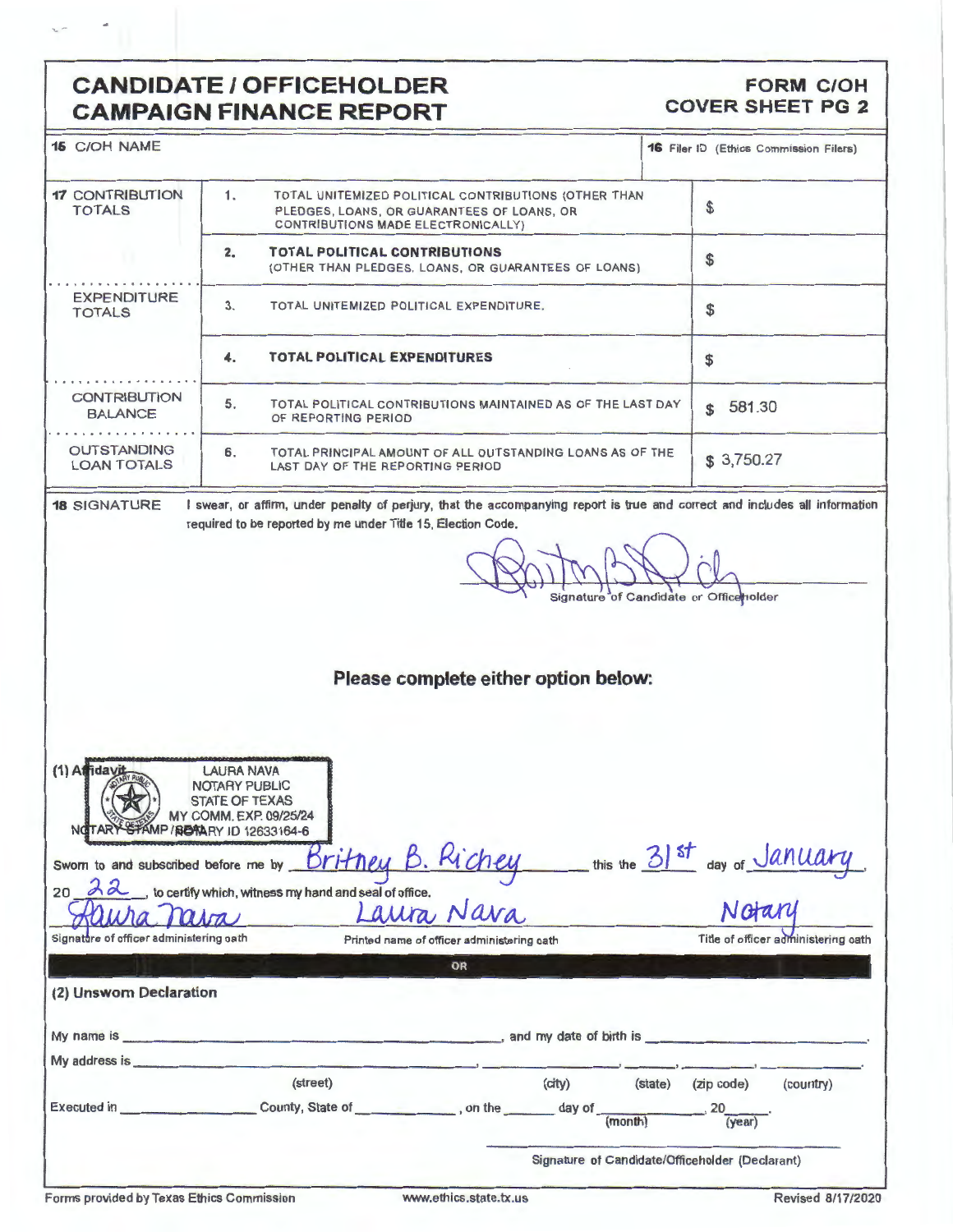# CANDIDATE / OFFICEHOLDER CAMPAIGN FINANCE REPORT

**FORM C/OH COVER SHEET PG 2**

| 15 C/OH NAME | 16 Filer ID (Ethics Commission Filers) |
|---|---|
| | |

| | | | |
|---|---|---|---|
| 17 CONTRIBUTION TOTALS | 1. | TOTAL UNITEMIZED POLITICAL CONTRIBUTIONS (OTHER THAN PLEDGES, LOANS, OR GUARANTEES OF LOANS, OR CONTRIBUTIONS MADE ELECTRONICALLY) | $ |
| | 2. | **TOTAL POLITICAL CONTRIBUTIONS** (OTHER THAN PLEDGES, LOANS, OR GUARANTEES OF LOANS) | $ |
| EXPENDITURE TOTALS | 3. | TOTAL UNITEMIZED POLITICAL EXPENDITURE. | $ |
| | 4. | **TOTAL POLITICAL EXPENDITURES** | $ |
| CONTRIBUTION BALANCE | 5. | TOTAL POLITICAL CONTRIBUTIONS MAINTAINED AS OF THE LAST DAY OF REPORTING PERIOD | $ 581.30 |
| OUTSTANDING LOAN TOTALS | 6. | TOTAL PRINCIPAL AMOUNT OF ALL OUTSTANDING LOANS AS OF THE LAST DAY OF THE REPORTING PERIOD | $ 3,750.27 |

**18 SIGNATURE** I swear, or affirm, under penalty of perjury, that the accompanying report is true and correct and includes all information required to be reported by me under Title 15, Election Code.

[signature]
Signature of Candidate or Officeholder

## Please complete either option below:

**(1) Affidavit**

LAURA NAVA
NOTARY PUBLIC
STATE OF TEXAS
MY COMM. EXP. 09/25/24
NOTARY ID 12633164-6

NOTARY STAMP / SEAL

Sworn to and subscribed before me by Britney B. Richey this the 31st day of January, 20 22, to certify which, witness my hand and seal of office.

| Laura Nava [signature] | Laura Nava | Notary |
|---|---|---|
| Signature of officer administering oath | Printed name of officer administering oath | Title of officer administering oath |

OR

**(2) Unsworn Declaration**

My name is ______________________, and my date of birth is ______________.

My address is ______________, ______________, ______, ______________, ______________.
(street) (city) (state) (zip code) (country)

Executed in ______________ County, State of ______________, on the ______ day of ______________ (month), 20____ (year).

______________________________
Signature of Candidate/Officeholder (Declarant)

Forms provided by Texas Ethics Commission www.ethics.state.tx.us Revised 8/17/2020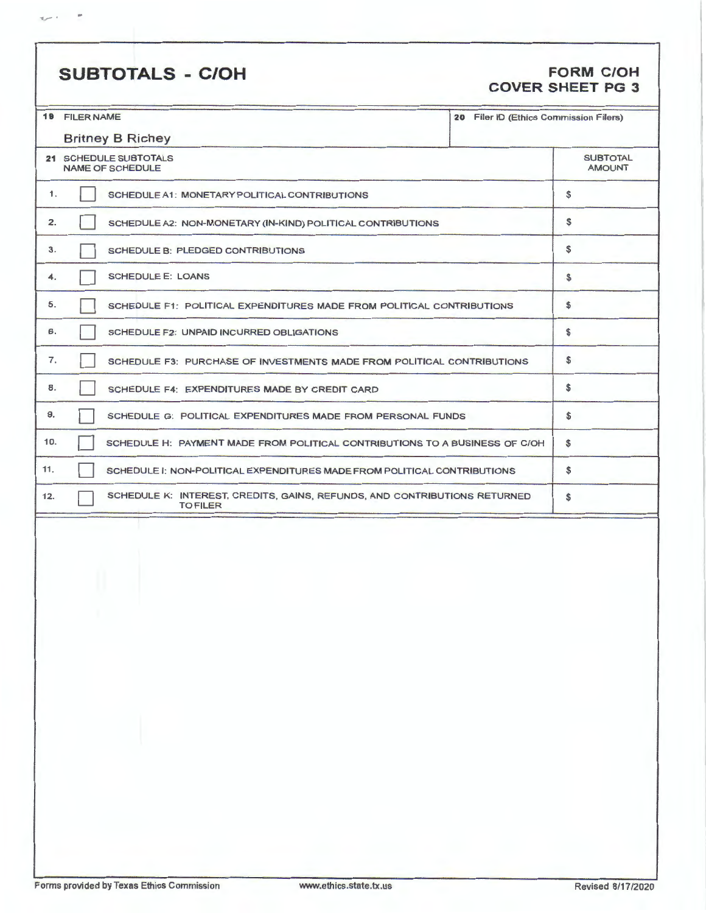# SUBTOTALS - C/OH

**FORM C/OH**
**COVER SHEET PG 3**

| 19 FILER NAME | 20 Filer ID (Ethics Commission Filers) |
|---|---|
| Britney B Richey | |

| 21 SCHEDULE SUBTOTALS NAME OF SCHEDULE | | SUBTOTAL AMOUNT |
|---|---|---|
| 1. | ☐ SCHEDULE A1: MONETARY POLITICAL CONTRIBUTIONS | $ |
| 2. | ☐ SCHEDULE A2: NON-MONETARY (IN-KIND) POLITICAL CONTRIBUTIONS | $ |
| 3. | ☐ SCHEDULE B: PLEDGED CONTRIBUTIONS | $ |
| 4. | ☐ SCHEDULE E: LOANS | $ |
| 5. | ☐ SCHEDULE F1: POLITICAL EXPENDITURES MADE FROM POLITICAL CONTRIBUTIONS | $ |
| 6. | ☐ SCHEDULE F2: UNPAID INCURRED OBLIGATIONS | $ |
| 7. | ☐ SCHEDULE F3: PURCHASE OF INVESTMENTS MADE FROM POLITICAL CONTRIBUTIONS | $ |
| 8. | ☐ SCHEDULE F4: EXPENDITURES MADE BY CREDIT CARD | $ |
| 9. | ☐ SCHEDULE G: POLITICAL EXPENDITURES MADE FROM PERSONAL FUNDS | $ |
| 10. | ☐ SCHEDULE H: PAYMENT MADE FROM POLITICAL CONTRIBUTIONS TO A BUSINESS OF C/OH | $ |
| 11. | ☐ SCHEDULE I: NON-POLITICAL EXPENDITURES MADE FROM POLITICAL CONTRIBUTIONS | $ |
| 12. | ☐ SCHEDULE K: INTEREST, CREDITS, GAINS, REFUNDS, AND CONTRIBUTIONS RETURNED TO FILER | $ |

Forms provided by Texas Ethics Commission www.ethics.state.tx.us Revised 8/17/2020